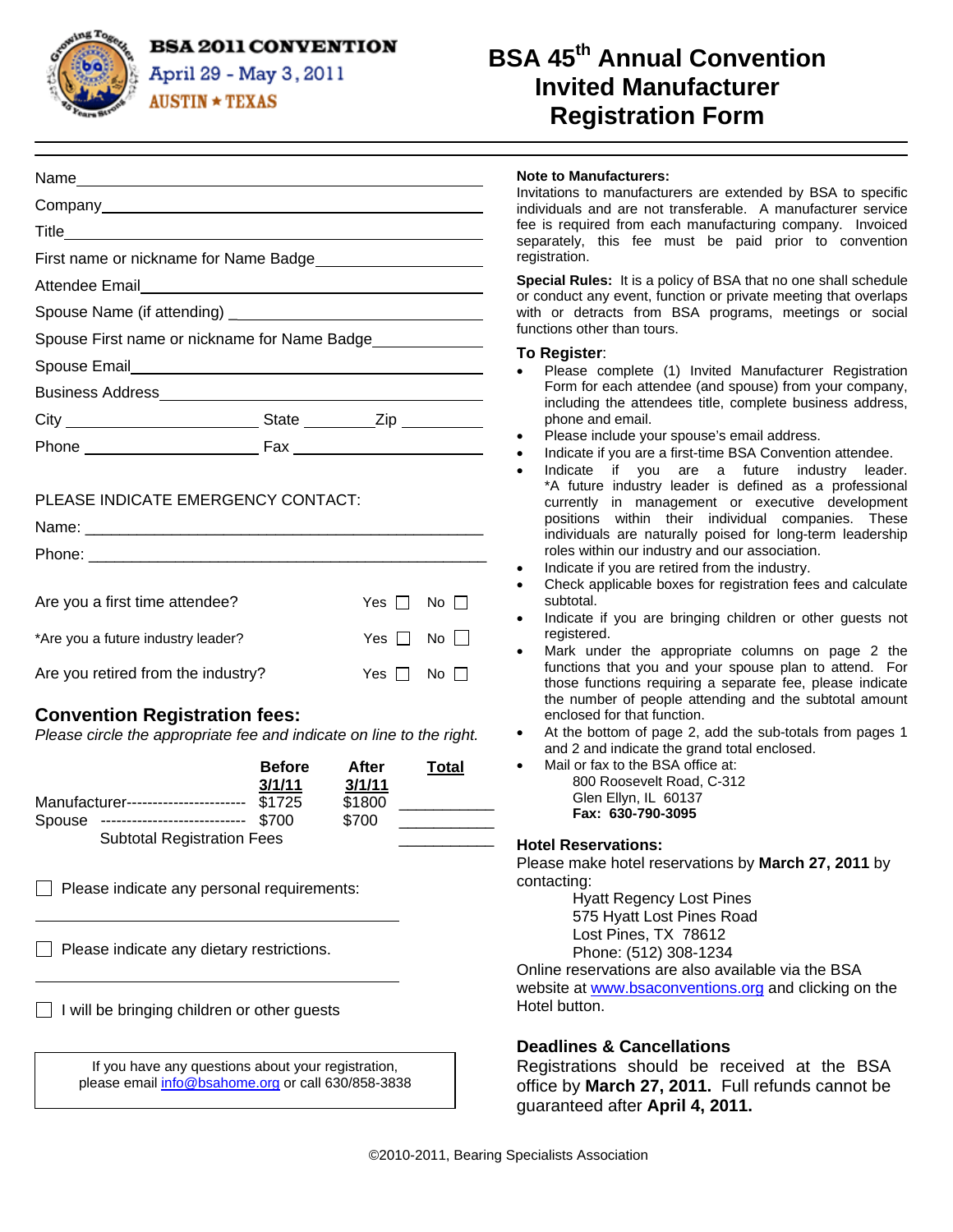**BSA 2011 CONVENTION**
April 29 - May 3, 2011
AUSTIN ★ TEXAS

# BSA 45th Annual Convention Invited Manufacturer Registration Form

Name\_\_\_\_\_\_\_\_\_\_\_\_\_\_\_\_\_\_\_\_\_\_\_\_\_\_\_\_\_\_\_\_\_\_\_\_\_\_\_\_

Company\_\_\_\_\_\_\_\_\_\_\_\_\_\_\_\_\_\_\_\_\_\_\_\_\_\_\_\_\_\_\_\_\_\_\_\_\_\_

Title\_\_\_\_\_\_\_\_\_\_\_\_\_\_\_\_\_\_\_\_\_\_\_\_\_\_\_\_\_\_\_\_\_\_\_\_\_\_\_\_\_

First name or nickname for Name Badge\_\_\_\_\_\_\_\_\_\_\_\_\_\_\_\_\_\_

Attendee Email\_\_\_\_\_\_\_\_\_\_\_\_\_\_\_\_\_\_\_\_\_\_\_\_\_\_\_\_\_\_\_\_\_\_

Spouse Name (if attending) \_\_\_\_\_\_\_\_\_\_\_\_\_\_\_\_\_\_\_\_\_\_\_\_\_

Spouse First name or nickname for Name Badge\_\_\_\_\_\_\_\_\_\_\_\_

Spouse Email\_\_\_\_\_\_\_\_\_\_\_\_\_\_\_\_\_\_\_\_\_\_\_\_\_\_\_\_\_\_\_\_\_\_\_

Business Address\_\_\_\_\_\_\_\_\_\_\_\_\_\_\_\_\_\_\_\_\_\_\_\_\_\_\_\_\_\_\_\_

City \_\_\_\_\_\_\_\_\_\_\_\_\_\_\_\_\_\_ State \_\_\_\_\_\_\_\_ Zip \_\_\_\_\_\_\_\_

Phone \_\_\_\_\_\_\_\_\_\_\_\_\_\_\_\_\_\_ Fax \_\_\_\_\_\_\_\_\_\_\_\_\_\_\_\_\_\_\_\_

PLEASE INDICATE EMERGENCY CONTACT:

Name: \_\_\_\_\_\_\_\_\_\_\_\_\_\_\_\_\_\_\_\_\_\_\_\_\_\_\_\_\_\_\_\_\_\_\_\_\_\_\_\_

Phone: \_\_\_\_\_\_\_\_\_\_\_\_\_\_\_\_\_\_\_\_\_\_\_\_\_\_\_\_\_\_\_\_\_\_\_\_\_\_\_

Are you a first time attendee? Yes ☐ No ☐

*Are you a future industry leader? Yes ☐ No ☐

Are you retired from the industry? Yes ☐ No ☐

## Convention Registration fees:

*Please circle the appropriate fee and indicate on line to the right.*

| | Before 3/1/11 | After 3/1/11 | Total |
|---|---|---|---|
| Manufacturer----------------------- | $1725 | $1800 | \_\_\_\_\_\_\_\_ |
| Spouse --------------------------- | $700 | $700 | \_\_\_\_\_\_\_\_ |
| Subtotal Registration Fees | | | \_\_\_\_\_\_\_\_ |

☐ Please indicate any personal requirements:

\_\_\_\_\_\_\_\_\_\_\_\_\_\_\_\_\_\_\_\_\_\_\_\_\_\_\_\_\_\_\_\_\_\_\_\_\_\_\_\_

☐ Please indicate any dietary restrictions.

\_\_\_\_\_\_\_\_\_\_\_\_\_\_\_\_\_\_\_\_\_\_\_\_\_\_\_\_\_\_\_\_\_\_\_\_\_\_\_\_

☐ I will be bringing children or other guests

If you have any questions about your registration, please email info@bsahome.org or call 630/858-3838

**Note to Manufacturers:**
Invitations to manufacturers are extended by BSA to specific individuals and are not transferable. A manufacturer service fee is required from each manufacturing company. Invoiced separately, this fee must be paid prior to convention registration.

**Special Rules:** It is a policy of BSA that no one shall schedule or conduct any event, function or private meeting that overlaps with or detracts from BSA programs, meetings or social functions other than tours.

### To Register:

- Please complete (1) Invited Manufacturer Registration Form for each attendee (and spouse) from your company, including the attendees title, complete business address, phone and email.
- Please include your spouse's email address.
- Indicate if you are a first-time BSA Convention attendee.
- Indicate if you are a future industry leader. *A future industry leader is defined as a professional currently in management or executive development positions within their individual companies. These individuals are naturally poised for long-term leadership roles within our industry and our association.
- Indicate if you are retired from the industry.
- Check applicable boxes for registration fees and calculate subtotal.
- Indicate if you are bringing children or other guests not registered.
- Mark under the appropriate columns on page 2 the functions that you and your spouse plan to attend. For those functions requiring a separate fee, please indicate the number of people attending and the subtotal amount enclosed for that function.
- At the bottom of page 2, add the sub-totals from pages 1 and 2 and indicate the grand total enclosed.
- Mail or fax to the BSA office at:
  800 Roosevelt Road, C-312
  Glen Ellyn, IL 60137
  **Fax: 630-790-3095**

### Hotel Reservations:

Please make hotel reservations by **March 27, 2011** by contacting:

Hyatt Regency Lost Pines
575 Hyatt Lost Pines Road
Lost Pines, TX 78612
Phone: (512) 308-1234

Online reservations are also available via the BSA website at www.bsaconventions.org and clicking on the Hotel button.

### Deadlines & Cancellations

Registrations should be received at the BSA office by **March 27, 2011.** Full refunds cannot be guaranteed after **April 4, 2011.**

©2010-2011, Bearing Specialists Association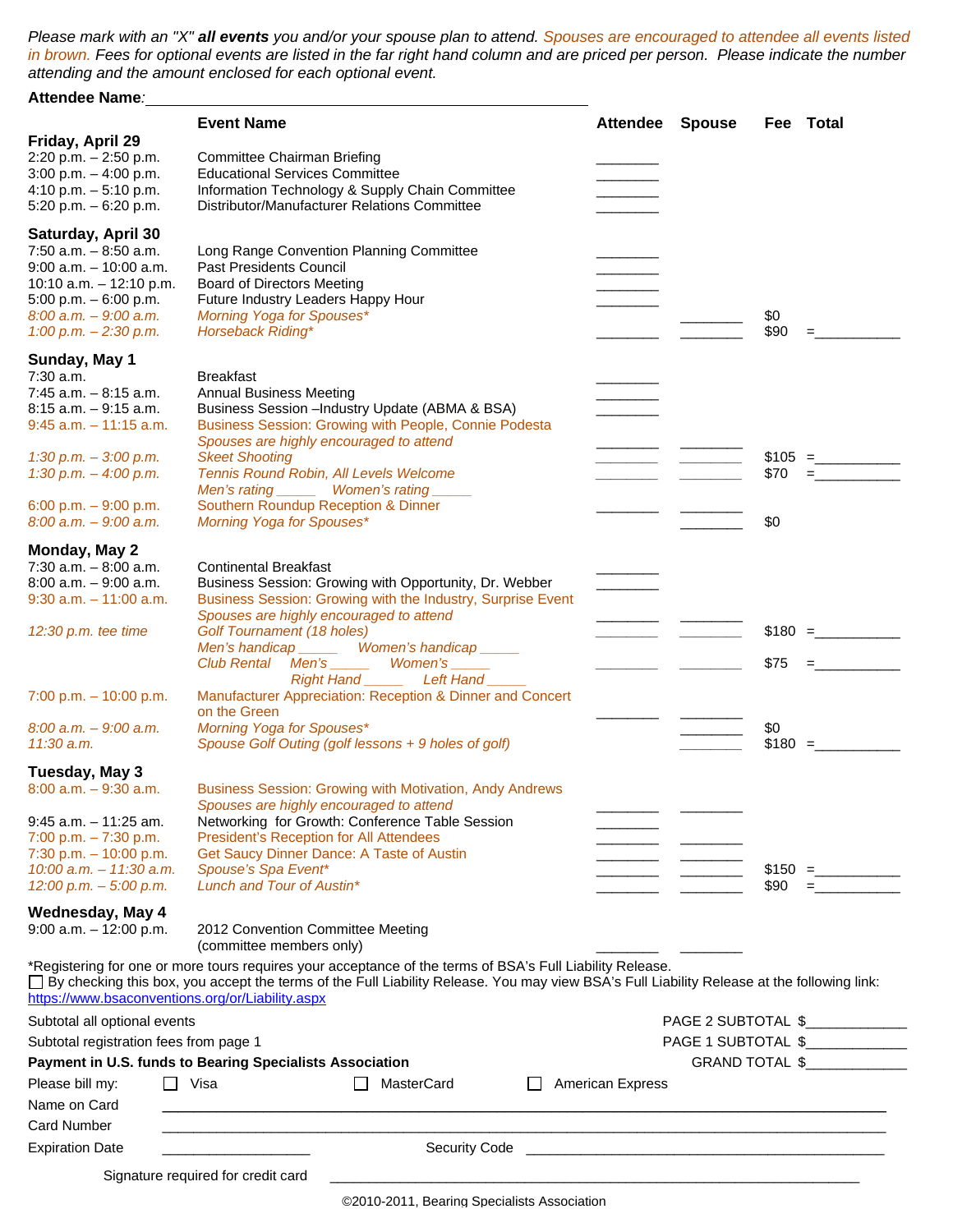*Please mark with an "X" **all events** you and/or your spouse plan to attend. Spouses are encouraged to attendee all events listed in brown. Fees for optional events are listed in the far right hand column and are priced per person. Please indicate the number attending and the amount enclosed for each optional event.*

**Attendee Name***:*______________________________________________

| | Event Name | Attendee | Spouse | Fee | Total |
|---|---|---|---|---|---|
| **Friday, April 29** | | | | | |
| 2:20 p.m. – 2:50 p.m. | Committee Chairman Briefing | ________ | | | |
| 3:00 p.m. – 4:00 p.m. | Educational Services Committee | ________ | | | |
| 4:10 p.m. – 5:10 p.m. | Information Technology & Supply Chain Committee | ________ | | | |
| 5:20 p.m. – 6:20 p.m. | Distributor/Manufacturer Relations Committee | ________ | | | |
| **Saturday, April 30** | | | | | |
| 7:50 a.m. – 8:50 a.m. | Long Range Convention Planning Committee | ________ | | | |
| 9:00 a.m. – 10:00 a.m. | Past Presidents Council | ________ | | | |
| 10:10 a.m. – 12:10 p.m. | Board of Directors Meeting | ________ | | | |
| 5:00 p.m. – 6:00 p.m. | Future Industry Leaders Happy Hour | ________ | | | |
| *8:00 a.m. – 9:00 a.m.* | *Morning Yoga for Spouses** | | ________ | $0 | |
| *1:00 p.m. – 2:30 p.m.* | *Horseback Riding** | ________ | ________ | $90 | =__________ |
| **Sunday, May 1** | | | | | |
| 7:30 a.m. | Breakfast | ________ | | | |
| 7:45 a.m. – 8:15 a.m. | Annual Business Meeting | ________ | | | |
| 8:15 a.m. – 9:15 a.m. | Business Session –Industry Update (ABMA & BSA) | ________ | | | |
| 9:45 a.m. – 11:15 a.m. | Business Session: Growing with People, Connie Podesta *Spouses are highly encouraged to attend* | ________ | ________ | | |
| *1:30 p.m. – 3:00 p.m.* | *Skeet Shooting* | ________ | ________ | $105 | =__________ |
| *1:30 p.m. – 4:00 p.m.* | *Tennis Round Robin, All Levels Welcome* *Men's rating _____ Women's rating _____* | ________ | ________ | $70 | =__________ |
| 6:00 p.m. – 9:00 p.m. | Southern Roundup Reception & Dinner | ________ | ________ | | |
| *8:00 a.m. – 9:00 a.m.* | *Morning Yoga for Spouses** | | ________ | $0 | |
| **Monday, May 2** | | | | | |
| 7:30 a.m. – 8:00 a.m. | Continental Breakfast | ________ | | | |
| 8:00 a.m. – 9:00 a.m. | Business Session: Growing with Opportunity, Dr. Webber | ________ | | | |
| 9:30 a.m. – 11:00 a.m. | Business Session: Growing with the Industry, Surprise Event *Spouses are highly encouraged to attend* | ________ | ________ | | |
| *12:30 p.m. tee time* | *Golf Tournament (18 holes)* *Men's handicap _____ Women's handicap _____* | ________ | ________ | $180 | =__________ |
| | *Club Rental Men's _____ Women's _____ Right Hand _____ Left Hand _____* | ________ | ________ | $75 | =__________ |
| 7:00 p.m. – 10:00 p.m. | Manufacturer Appreciation: Reception & Dinner and Concert on the Green | ________ | ________ | | |
| *8:00 a.m. – 9:00 a.m.* | *Morning Yoga for Spouses** | | ________ | $0 | |
| *11:30 a.m.* | *Spouse Golf Outing (golf lessons + 9 holes of golf)* | | ________ | $180 | =__________ |
| **Tuesday, May 3** | | | | | |
| 8:00 a.m. – 9:30 a.m. | Business Session: Growing with Motivation, Andy Andrews *Spouses are highly encouraged to attend* | ________ | ________ | | |
| 9:45 a.m. – 11:25 am. | Networking for Growth: Conference Table Session | ________ | | | |
| 7:00 p.m. – 7:30 p.m. | President's Reception for All Attendees | ________ | ________ | | |
| 7:30 p.m. – 10:00 p.m. | Get Saucy Dinner Dance: A Taste of Austin | ________ | ________ | | |
| *10:00 a.m. – 11:30 a.m.* | *Spouse's Spa Event** | ________ | ________ | $150 | =__________ |
| *12:00 p.m. – 5:00 p.m.* | *Lunch and Tour of Austin** | ________ | ________ | $90 | =__________ |
| **Wednesday, May 4** | | | | | |
| 9:00 a.m. – 12:00 p.m. | 2012 Convention Committee Meeting (committee members only) | ________ | ________ | | |

*Registering for one or more tours requires your acceptance of the terms of BSA's Full Liability Release.
☐ By checking this box, you accept the terms of the Full Liability Release. You may view BSA's Full Liability Release at the following link: https://www.bsaconventions.org/or/Liability.aspx

Subtotal all optional events — PAGE 2 SUBTOTAL $____________

Subtotal registration fees from page 1 — PAGE 1 SUBTOTAL $____________

**Payment in U.S. funds to Bearing Specialists Association** — GRAND TOTAL $____________

Please bill my: ☐ Visa ☐ MasterCard ☐ American Express

Name on Card ______________________________________________

Card Number ______________________________________________

Expiration Date ________________ Security Code ______________________________

Signature required for credit card ______________________________________________

©2010-2011, Bearing Specialists Association